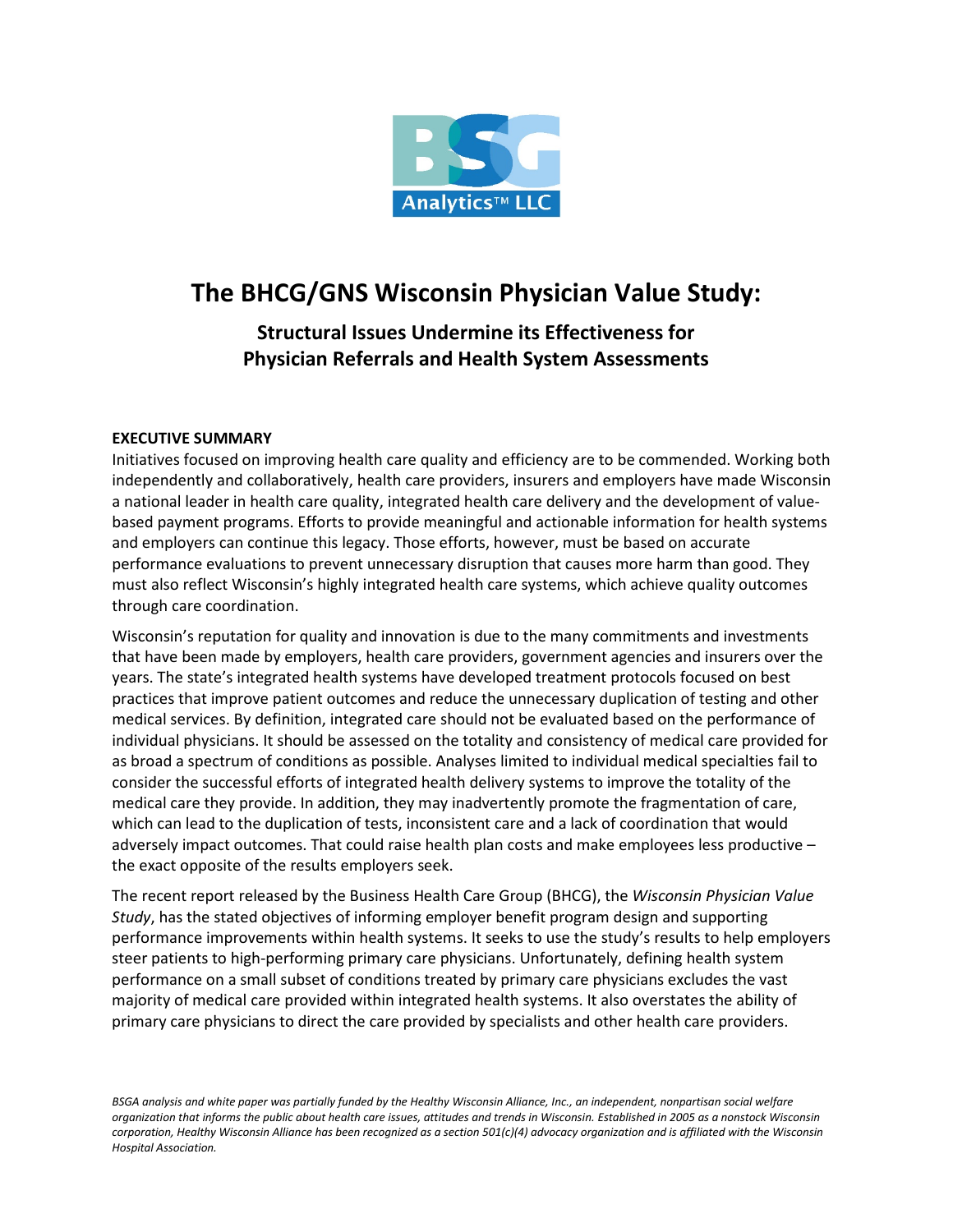BSG Analytics™ LLC

# The BHCG/GNS Wisconsin Physician Value Study:

## Structural Issues Undermine its Effectiveness for Physician Referrals and Health System Assessments

**EXECUTIVE SUMMARY**

Initiatives focused on improving health care quality and efficiency are to be commended. Working both independently and collaboratively, health care providers, insurers and employers have made Wisconsin a national leader in health care quality, integrated health care delivery and the development of value-based payment programs. Efforts to provide meaningful and actionable information for health systems and employers can continue this legacy. Those efforts, however, must be based on accurate performance evaluations to prevent unnecessary disruption that causes more harm than good. They must also reflect Wisconsin's highly integrated health care systems, which achieve quality outcomes through care coordination.

Wisconsin's reputation for quality and innovation is due to the many commitments and investments that have been made by employers, health care providers, government agencies and insurers over the years. The state's integrated health systems have developed treatment protocols focused on best practices that improve patient outcomes and reduce the unnecessary duplication of testing and other medical services. By definition, integrated care should not be evaluated based on the performance of individual physicians. It should be assessed on the totality and consistency of medical care provided for as broad a spectrum of conditions as possible. Analyses limited to individual medical specialties fail to consider the successful efforts of integrated health delivery systems to improve the totality of the medical care they provide. In addition, they may inadvertently promote the fragmentation of care, which can lead to the duplication of tests, inconsistent care and a lack of coordination that would adversely impact outcomes. That could raise health plan costs and make employees less productive – the exact opposite of the results employers seek.

The recent report released by the Business Health Care Group (BHCG), the *Wisconsin Physician Value Study*, has the stated objectives of informing employer benefit program design and supporting performance improvements within health systems. It seeks to use the study's results to help employers steer patients to high-performing primary care physicians. Unfortunately, defining health system performance on a small subset of conditions treated by primary care physicians excludes the vast majority of medical care provided within integrated health systems. It also overstates the ability of primary care physicians to direct the care provided by specialists and other health care providers.

*BSGA analysis and white paper was partially funded by the Healthy Wisconsin Alliance, Inc., an independent, nonpartisan social welfare organization that informs the public about health care issues, attitudes and trends in Wisconsin. Established in 2005 as a nonstock Wisconsin corporation, Healthy Wisconsin Alliance has been recognized as a section 501(c)(4) advocacy organization and is affiliated with the Wisconsin Hospital Association.*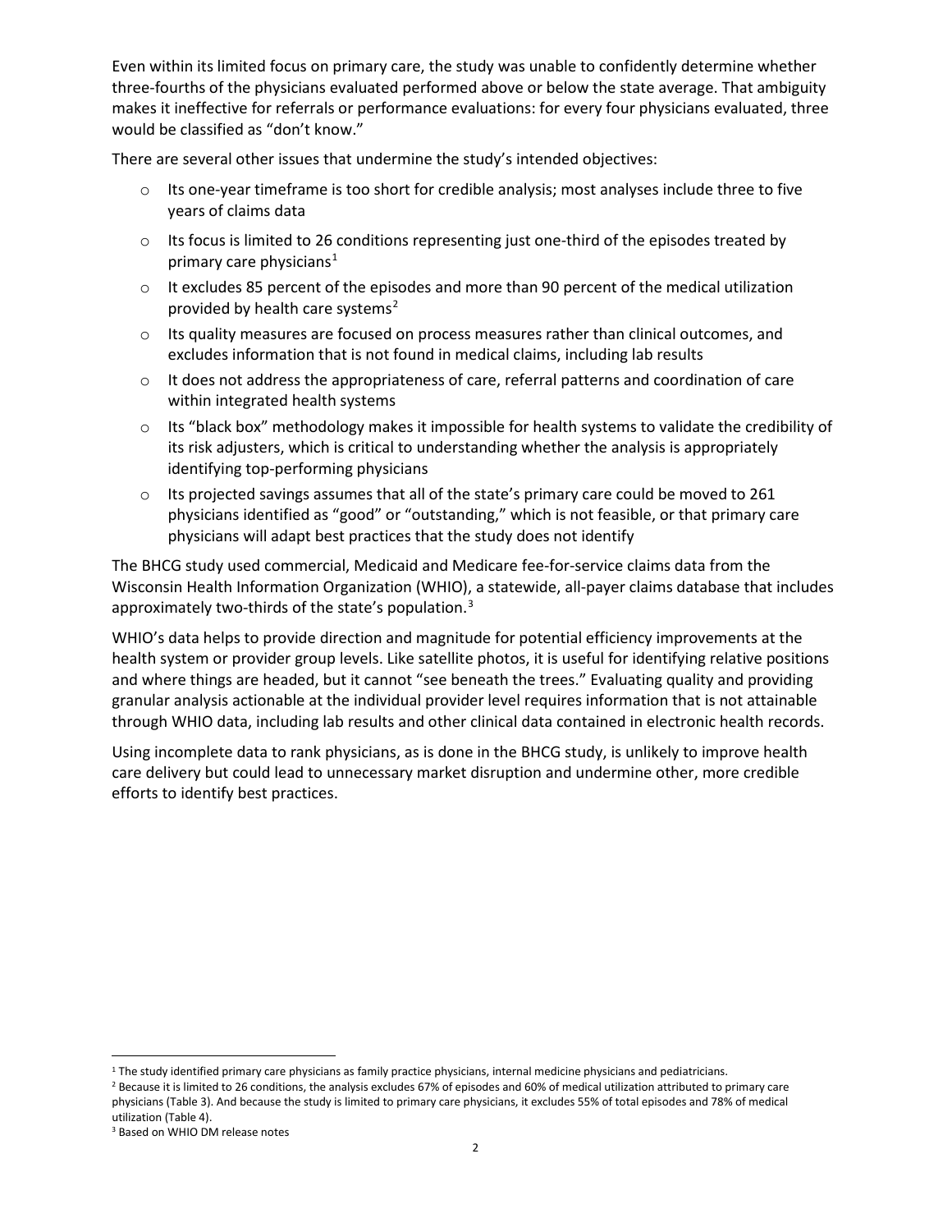Even within its limited focus on primary care, the study was unable to confidently determine whether three-fourths of the physicians evaluated performed above or below the state average. That ambiguity makes it ineffective for referrals or performance evaluations: for every four physicians evaluated, three would be classified as "don't know."

There are several other issues that undermine the study's intended objectives:

- Its one-year timeframe is too short for credible analysis; most analyses include three to five years of claims data
- Its focus is limited to 26 conditions representing just one-third of the episodes treated by primary care physicians[1]
- It excludes 85 percent of the episodes and more than 90 percent of the medical utilization provided by health care systems[2]
- Its quality measures are focused on process measures rather than clinical outcomes, and excludes information that is not found in medical claims, including lab results
- It does not address the appropriateness of care, referral patterns and coordination of care within integrated health systems
- Its "black box" methodology makes it impossible for health systems to validate the credibility of its risk adjusters, which is critical to understanding whether the analysis is appropriately identifying top-performing physicians
- Its projected savings assumes that all of the state's primary care could be moved to 261 physicians identified as "good" or "outstanding," which is not feasible, or that primary care physicians will adapt best practices that the study does not identify

The BHCG study used commercial, Medicaid and Medicare fee-for-service claims data from the Wisconsin Health Information Organization (WHIO), a statewide, all-payer claims database that includes approximately two-thirds of the state's population.[3]

WHIO's data helps to provide direction and magnitude for potential efficiency improvements at the health system or provider group levels. Like satellite photos, it is useful for identifying relative positions and where things are headed, but it cannot "see beneath the trees." Evaluating quality and providing granular analysis actionable at the individual provider level requires information that is not attainable through WHIO data, including lab results and other clinical data contained in electronic health records.

Using incomplete data to rank physicians, as is done in the BHCG study, is unlikely to improve health care delivery but could lead to unnecessary market disruption and undermine other, more credible efforts to identify best practices.

---

[1] The study identified primary care physicians as family practice physicians, internal medicine physicians and pediatricians.

[2] Because it is limited to 26 conditions, the analysis excludes 67% of episodes and 60% of medical utilization attributed to primary care physicians (Table 3). And because the study is limited to primary care physicians, it excludes 55% of total episodes and 78% of medical utilization (Table 4).

[3] Based on WHIO DM release notes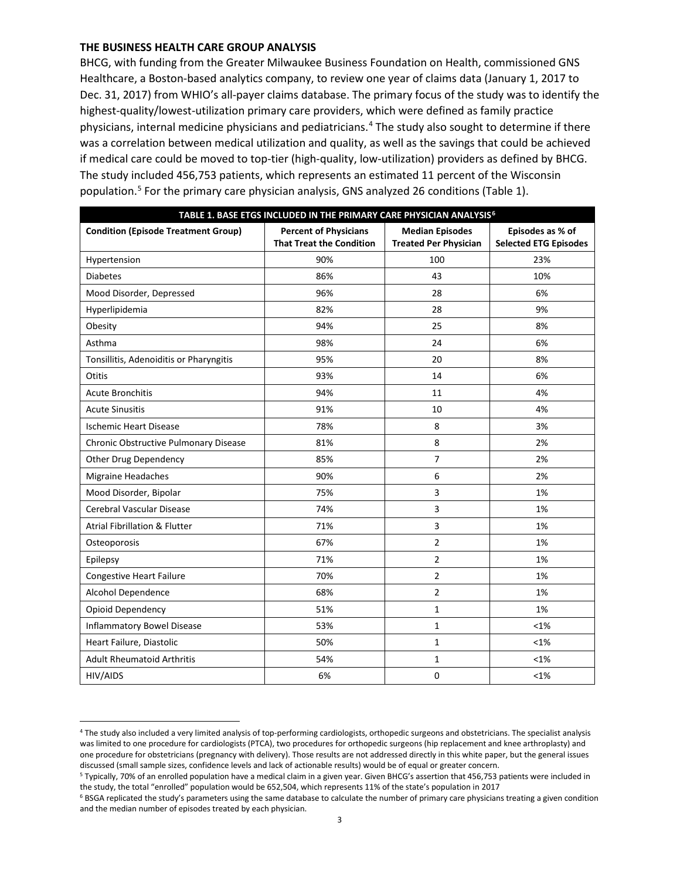## THE BUSINESS HEALTH CARE GROUP ANALYSIS

BHCG, with funding from the Greater Milwaukee Business Foundation on Health, commissioned GNS Healthcare, a Boston-based analytics company, to review one year of claims data (January 1, 2017 to Dec. 31, 2017) from WHIO's all-payer claims database. The primary focus of the study was to identify the highest-quality/lowest-utilization primary care providers, which were defined as family practice physicians, internal medicine physicians and pediatricians.[4] The study also sought to determine if there was a correlation between medical utilization and quality, as well as the savings that could be achieved if medical care could be moved to top-tier (high-quality, low-utilization) providers as defined by BHCG. The study included 456,753 patients, which represents an estimated 11 percent of the Wisconsin population.[5] For the primary care physician analysis, GNS analyzed 26 conditions (Table 1).

**TABLE 1. BASE ETGS INCLUDED IN THE PRIMARY CARE PHYSICIAN ANALYSIS[6]**

| Condition (Episode Treatment Group) | Percent of Physicians That Treat the Condition | Median Episodes Treated Per Physician | Episodes as % of Selected ETG Episodes |
|---|---|---|---|
| Hypertension | 90% | 100 | 23% |
| Diabetes | 86% | 43 | 10% |
| Mood Disorder, Depressed | 96% | 28 | 6% |
| Hyperlipidemia | 82% | 28 | 9% |
| Obesity | 94% | 25 | 8% |
| Asthma | 98% | 24 | 6% |
| Tonsillitis, Adenoiditis or Pharyngitis | 95% | 20 | 8% |
| Otitis | 93% | 14 | 6% |
| Acute Bronchitis | 94% | 11 | 4% |
| Acute Sinusitis | 91% | 10 | 4% |
| Ischemic Heart Disease | 78% | 8 | 3% |
| Chronic Obstructive Pulmonary Disease | 81% | 8 | 2% |
| Other Drug Dependency | 85% | 7 | 2% |
| Migraine Headaches | 90% | 6 | 2% |
| Mood Disorder, Bipolar | 75% | 3 | 1% |
| Cerebral Vascular Disease | 74% | 3 | 1% |
| Atrial Fibrillation & Flutter | 71% | 3 | 1% |
| Osteoporosis | 67% | 2 | 1% |
| Epilepsy | 71% | 2 | 1% |
| Congestive Heart Failure | 70% | 2 | 1% |
| Alcohol Dependence | 68% | 2 | 1% |
| Opioid Dependency | 51% | 1 | 1% |
| Inflammatory Bowel Disease | 53% | 1 | <1% |
| Heart Failure, Diastolic | 50% | 1 | <1% |
| Adult Rheumatoid Arthritis | 54% | 1 | <1% |
| HIV/AIDS | 6% | 0 | <1% |

---

[4] The study also included a very limited analysis of top-performing cardiologists, orthopedic surgeons and obstetricians. The specialist analysis was limited to one procedure for cardiologists (PTCA), two procedures for orthopedic surgeons (hip replacement and knee arthroplasty) and one procedure for obstetricians (pregnancy with delivery). Those results are not addressed directly in this white paper, but the general issues discussed (small sample sizes, confidence levels and lack of actionable results) would be of equal or greater concern.

[5] Typically, 70% of an enrolled population have a medical claim in a given year. Given BHCG's assertion that 456,753 patients were included in the study, the total "enrolled" population would be 652,504, which represents 11% of the state's population in 2017

[6] BSGA replicated the study's parameters using the same database to calculate the number of primary care physicians treating a given condition and the median number of episodes treated by each physician.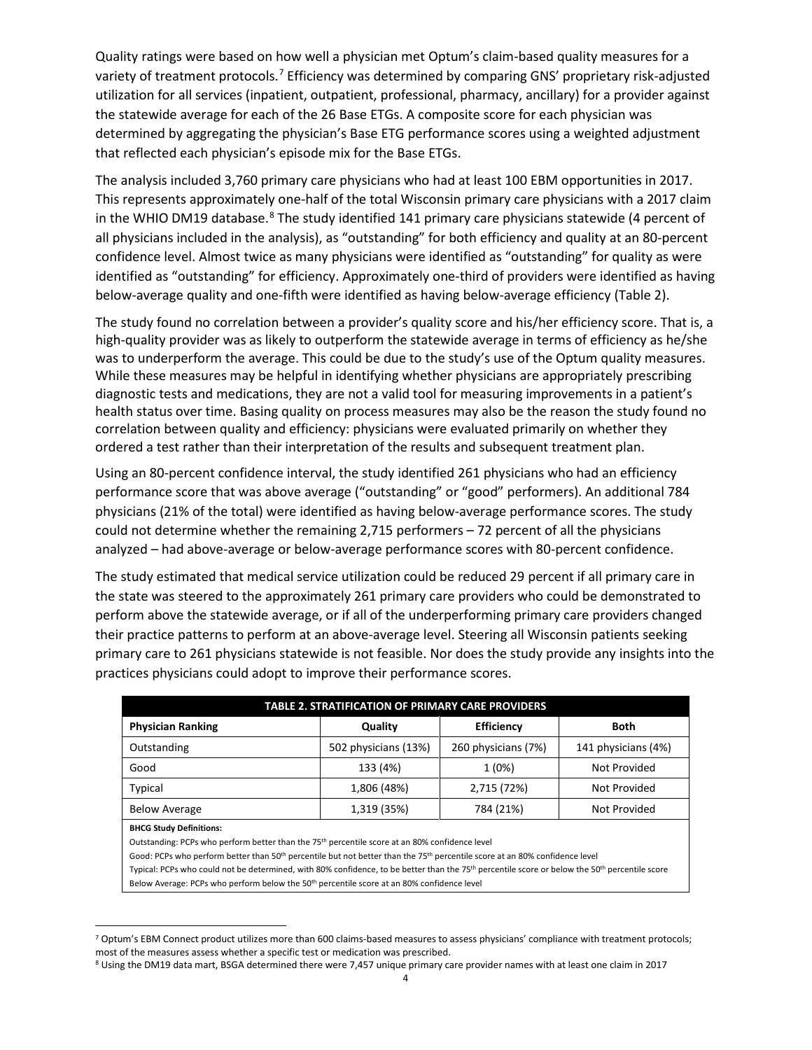Quality ratings were based on how well a physician met Optum's claim-based quality measures for a variety of treatment protocols.[7] Efficiency was determined by comparing GNS' proprietary risk-adjusted utilization for all services (inpatient, outpatient, professional, pharmacy, ancillary) for a provider against the statewide average for each of the 26 Base ETGs. A composite score for each physician was determined by aggregating the physician's Base ETG performance scores using a weighted adjustment that reflected each physician's episode mix for the Base ETGs.

The analysis included 3,760 primary care physicians who had at least 100 EBM opportunities in 2017. This represents approximately one-half of the total Wisconsin primary care physicians with a 2017 claim in the WHIO DM19 database.[8] The study identified 141 primary care physicians statewide (4 percent of all physicians included in the analysis), as "outstanding" for both efficiency and quality at an 80-percent confidence level. Almost twice as many physicians were identified as "outstanding" for quality as were identified as "outstanding" for efficiency. Approximately one-third of providers were identified as having below-average quality and one-fifth were identified as having below-average efficiency (Table 2).

The study found no correlation between a provider's quality score and his/her efficiency score. That is, a high-quality provider was as likely to outperform the statewide average in terms of efficiency as he/she was to underperform the average. This could be due to the study's use of the Optum quality measures. While these measures may be helpful in identifying whether physicians are appropriately prescribing diagnostic tests and medications, they are not a valid tool for measuring improvements in a patient's health status over time. Basing quality on process measures may also be the reason the study found no correlation between quality and efficiency: physicians were evaluated primarily on whether they ordered a test rather than their interpretation of the results and subsequent treatment plan.

Using an 80-percent confidence interval, the study identified 261 physicians who had an efficiency performance score that was above average ("outstanding" or "good" performers). An additional 784 physicians (21% of the total) were identified as having below-average performance scores. The study could not determine whether the remaining 2,715 performers – 72 percent of all the physicians analyzed – had above-average or below-average performance scores with 80-percent confidence.

The study estimated that medical service utilization could be reduced 29 percent if all primary care in the state was steered to the approximately 261 primary care providers who could be demonstrated to perform above the statewide average, or if all of the underperforming primary care providers changed their practice patterns to perform at an above-average level. Steering all Wisconsin patients seeking primary care to 261 physicians statewide is not feasible. Nor does the study provide any insights into the practices physicians could adopt to improve their performance scores.

| TABLE 2. STRATIFICATION OF PRIMARY CARE PROVIDERS | | | |
|---|---|---|---|
| **Physician Ranking** | **Quality** | **Efficiency** | **Both** |
| Outstanding | 502 physicians (13%) | 260 physicians (7%) | 141 physicians (4%) |
| Good | 133 (4%) | 1 (0%) | Not Provided |
| Typical | 1,806 (48%) | 2,715 (72%) | Not Provided |
| Below Average | 1,319 (35%) | 784 (21%) | Not Provided |

**BHCG Study Definitions:**

Outstanding: PCPs who perform better than the 75th percentile score at an 80% confidence level

Good: PCPs who perform better than 50th percentile but not better than the 75th percentile score at an 80% confidence level

Typical: PCPs who could not be determined, with 80% confidence, to be better than the 75th percentile score or below the 50th percentile score

Below Average: PCPs who perform below the 50th percentile score at an 80% confidence level

[7] Optum's EBM Connect product utilizes more than 600 claims-based measures to assess physicians' compliance with treatment protocols; most of the measures assess whether a specific test or medication was prescribed.

[8] Using the DM19 data mart, BSGA determined there were 7,457 unique primary care provider names with at least one claim in 2017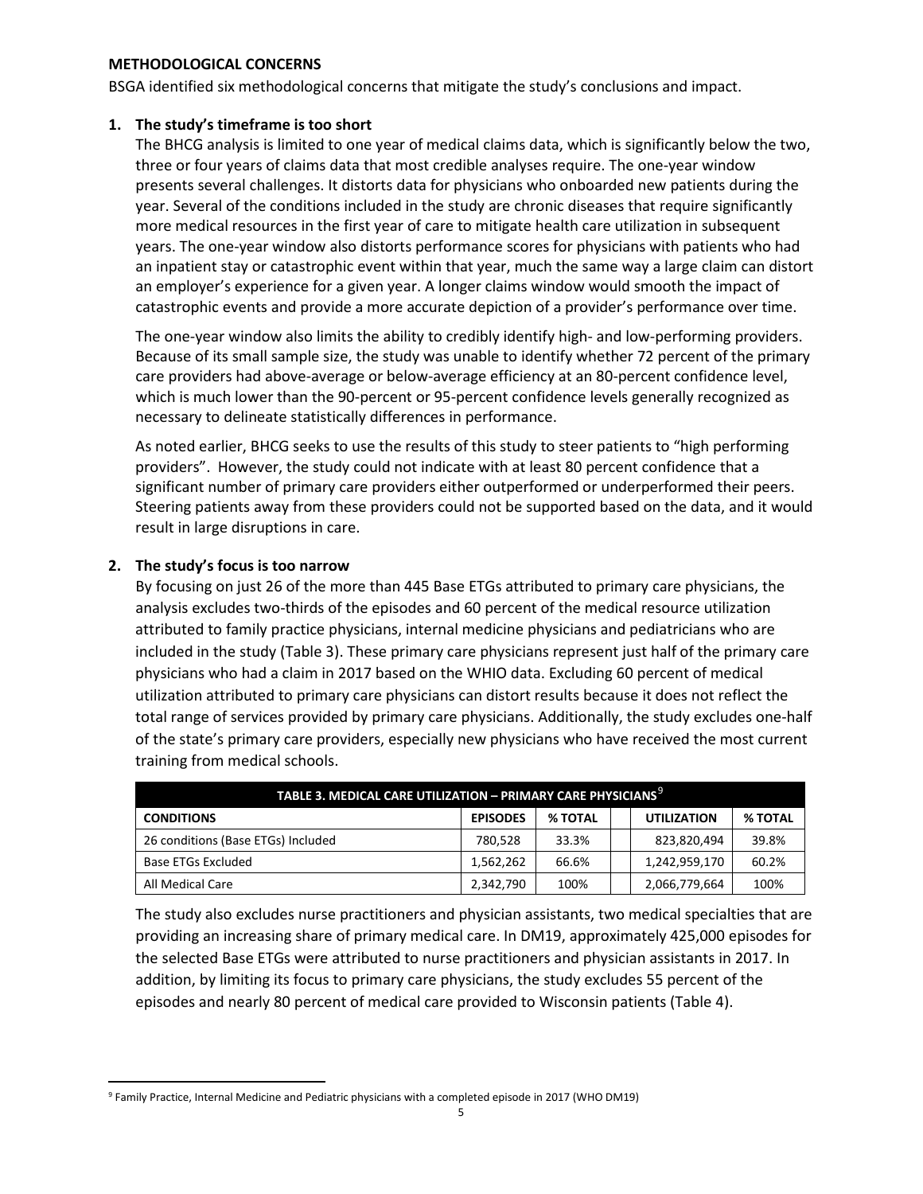**METHODOLOGICAL CONCERNS**

BSGA identified six methodological concerns that mitigate the study's conclusions and impact.

1. **The study's timeframe is too short**

   The BHCG analysis is limited to one year of medical claims data, which is significantly below the two, three or four years of claims data that most credible analyses require. The one-year window presents several challenges. It distorts data for physicians who onboarded new patients during the year. Several of the conditions included in the study are chronic diseases that require significantly more medical resources in the first year of care to mitigate health care utilization in subsequent years. The one-year window also distorts performance scores for physicians with patients who had an inpatient stay or catastrophic event within that year, much the same way a large claim can distort an employer's experience for a given year. A longer claims window would smooth the impact of catastrophic events and provide a more accurate depiction of a provider's performance over time.

   The one-year window also limits the ability to credibly identify high- and low-performing providers. Because of its small sample size, the study was unable to identify whether 72 percent of the primary care providers had above-average or below-average efficiency at an 80-percent confidence level, which is much lower than the 90-percent or 95-percent confidence levels generally recognized as necessary to delineate statistically differences in performance.

   As noted earlier, BHCG seeks to use the results of this study to steer patients to "high performing providers". However, the study could not indicate with at least 80 percent confidence that a significant number of primary care providers either outperformed or underperformed their peers. Steering patients away from these providers could not be supported based on the data, and it would result in large disruptions in care.

2. **The study's focus is too narrow**

   By focusing on just 26 of the more than 445 Base ETGs attributed to primary care physicians, the analysis excludes two-thirds of the episodes and 60 percent of the medical resource utilization attributed to family practice physicians, internal medicine physicians and pediatricians who are included in the study (Table 3). These primary care physicians represent just half of the primary care physicians who had a claim in 2017 based on the WHIO data. Excluding 60 percent of medical utilization attributed to primary care physicians can distort results because it does not reflect the total range of services provided by primary care physicians. Additionally, the study excludes one-half of the state's primary care providers, especially new physicians who have received the most current training from medical schools.

| TABLE 3. MEDICAL CARE UTILIZATION – PRIMARY CARE PHYSICIANS[9] | | | | |
|---|---|---|---|---|
| **CONDITIONS** | **EPISODES** | **% TOTAL** | **UTILIZATION** | **% TOTAL** |
| 26 conditions (Base ETGs) Included | 780,528 | 33.3% | 823,820,494 | 39.8% |
| Base ETGs Excluded | 1,562,262 | 66.6% | 1,242,959,170 | 60.2% |
| All Medical Care | 2,342,790 | 100% | 2,066,779,664 | 100% |

   The study also excludes nurse practitioners and physician assistants, two medical specialties that are providing an increasing share of primary medical care. In DM19, approximately 425,000 episodes for the selected Base ETGs were attributed to nurse practitioners and physician assistants in 2017. In addition, by limiting its focus to primary care physicians, the study excludes 55 percent of the episodes and nearly 80 percent of medical care provided to Wisconsin patients (Table 4).

[9] Family Practice, Internal Medicine and Pediatric physicians with a completed episode in 2017 (WHO DM19)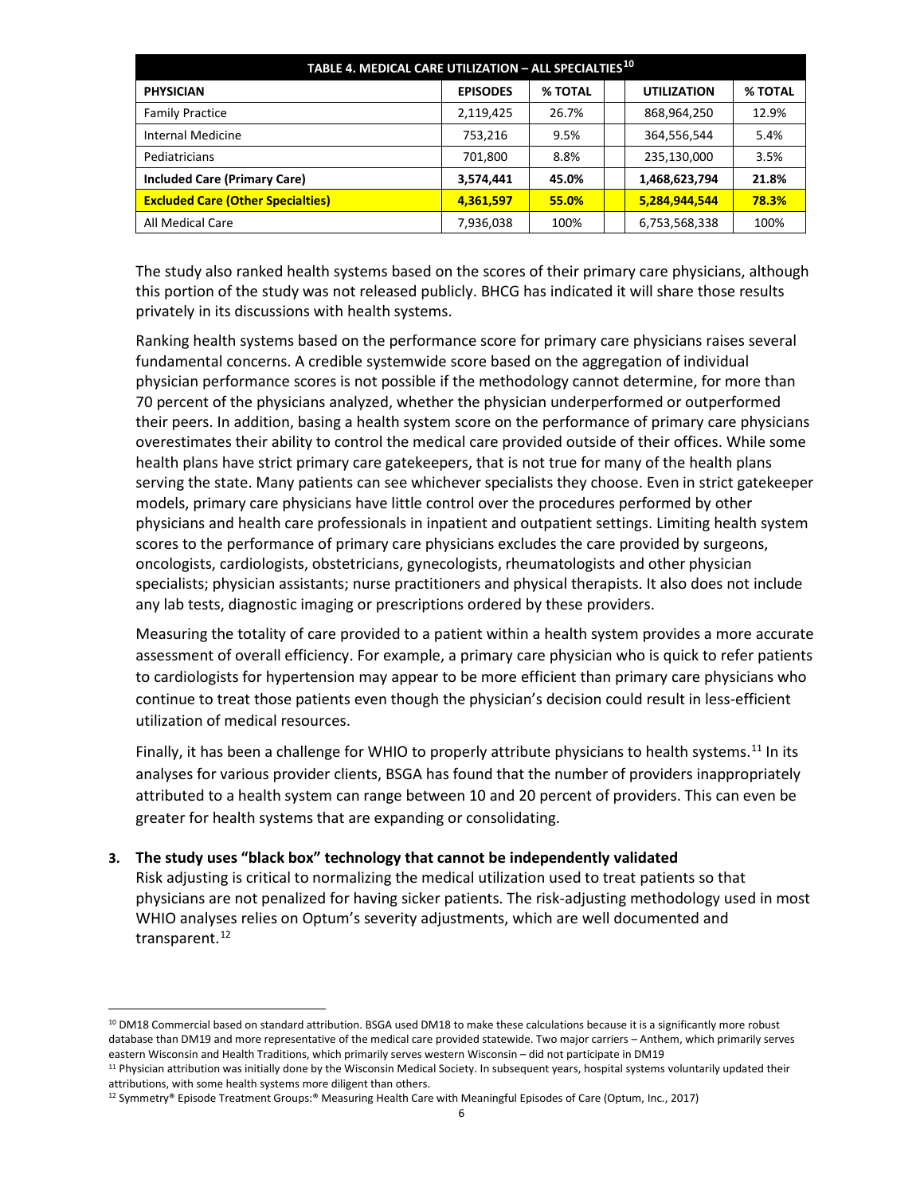| TABLE 4. MEDICAL CARE UTILIZATION – ALL SPECIALTIES[10] | | | | | |
|---|---|---|---|---|---|
| **PHYSICIAN** | **EPISODES** | **% TOTAL** | | **UTILIZATION** | **% TOTAL** |
| Family Practice | 2,119,425 | 26.7% | | 868,964,250 | 12.9% |
| Internal Medicine | 753,216 | 9.5% | | 364,556,544 | 5.4% |
| Pediatricians | 701,800 | 8.8% | | 235,130,000 | 3.5% |
| **Included Care (Primary Care)** | **3,574,441** | **45.0%** | | **1,468,623,794** | **21.8%** |
| **Excluded Care (Other Specialties)** | **4,361,597** | **55.0%** | | **5,284,944,544** | **78.3%** |
| All Medical Care | 7,936,038 | 100% | | 6,753,568,338 | 100% |

The study also ranked health systems based on the scores of their primary care physicians, although this portion of the study was not released publicly. BHCG has indicated it will share those results privately in its discussions with health systems.

Ranking health systems based on the performance score for primary care physicians raises several fundamental concerns. A credible systemwide score based on the aggregation of individual physician performance scores is not possible if the methodology cannot determine, for more than 70 percent of the physicians analyzed, whether the physician underperformed or outperformed their peers. In addition, basing a health system score on the performance of primary care physicians overestimates their ability to control the medical care provided outside of their offices. While some health plans have strict primary care gatekeepers, that is not true for many of the health plans serving the state. Many patients can see whichever specialists they choose. Even in strict gatekeeper models, primary care physicians have little control over the procedures performed by other physicians and health care professionals in inpatient and outpatient settings. Limiting health system scores to the performance of primary care physicians excludes the care provided by surgeons, oncologists, cardiologists, obstetricians, gynecologists, rheumatologists and other physician specialists; physician assistants; nurse practitioners and physical therapists. It also does not include any lab tests, diagnostic imaging or prescriptions ordered by these providers.

Measuring the totality of care provided to a patient within a health system provides a more accurate assessment of overall efficiency. For example, a primary care physician who is quick to refer patients to cardiologists for hypertension may appear to be more efficient than primary care physicians who continue to treat those patients even though the physician's decision could result in less-efficient utilization of medical resources.

Finally, it has been a challenge for WHIO to properly attribute physicians to health systems.[11] In its analyses for various provider clients, BSGA has found that the number of providers inappropriately attributed to a health system can range between 10 and 20 percent of providers. This can even be greater for health systems that are expanding or consolidating.

**3. The study uses "black box" technology that cannot be independently validated**

Risk adjusting is critical to normalizing the medical utilization used to treat patients so that physicians are not penalized for having sicker patients. The risk-adjusting methodology used in most WHIO analyses relies on Optum's severity adjustments, which are well documented and transparent.[12]

---

[10] DM18 Commercial based on standard attribution. BSGA used DM18 to make these calculations because it is a significantly more robust database than DM19 and more representative of the medical care provided statewide. Two major carriers – Anthem, which primarily serves eastern Wisconsin and Health Traditions, which primarily serves western Wisconsin – did not participate in DM19

[11] Physician attribution was initially done by the Wisconsin Medical Society. In subsequent years, hospital systems voluntarily updated their attributions, with some health systems more diligent than others.

[12] Symmetry® Episode Treatment Groups:® Measuring Health Care with Meaningful Episodes of Care (Optum, Inc., 2017)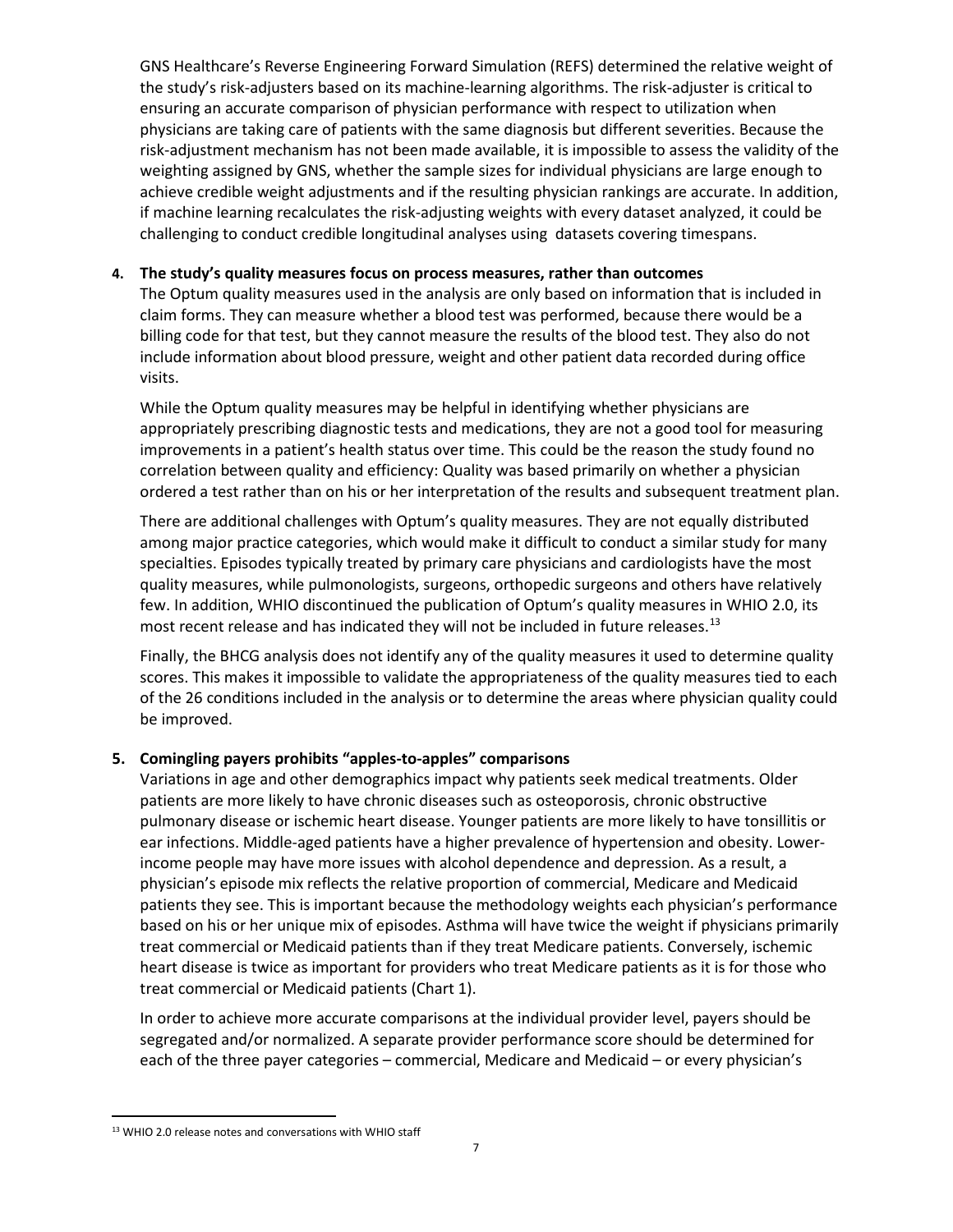GNS Healthcare's Reverse Engineering Forward Simulation (REFS) determined the relative weight of the study's risk-adjusters based on its machine-learning algorithms. The risk-adjuster is critical to ensuring an accurate comparison of physician performance with respect to utilization when physicians are taking care of patients with the same diagnosis but different severities. Because the risk-adjustment mechanism has not been made available, it is impossible to assess the validity of the weighting assigned by GNS, whether the sample sizes for individual physicians are large enough to achieve credible weight adjustments and if the resulting physician rankings are accurate. In addition, if machine learning recalculates the risk-adjusting weights with every dataset analyzed, it could be challenging to conduct credible longitudinal analyses using datasets covering timespans.

**4. The study's quality measures focus on process measures, rather than outcomes**

The Optum quality measures used in the analysis are only based on information that is included in claim forms. They can measure whether a blood test was performed, because there would be a billing code for that test, but they cannot measure the results of the blood test. They also do not include information about blood pressure, weight and other patient data recorded during office visits.

While the Optum quality measures may be helpful in identifying whether physicians are appropriately prescribing diagnostic tests and medications, they are not a good tool for measuring improvements in a patient's health status over time. This could be the reason the study found no correlation between quality and efficiency: Quality was based primarily on whether a physician ordered a test rather than on his or her interpretation of the results and subsequent treatment plan.

There are additional challenges with Optum's quality measures. They are not equally distributed among major practice categories, which would make it difficult to conduct a similar study for many specialties. Episodes typically treated by primary care physicians and cardiologists have the most quality measures, while pulmonologists, surgeons, orthopedic surgeons and others have relatively few. In addition, WHIO discontinued the publication of Optum's quality measures in WHIO 2.0, its most recent release and has indicated they will not be included in future releases.[13]

Finally, the BHCG analysis does not identify any of the quality measures it used to determine quality scores. This makes it impossible to validate the appropriateness of the quality measures tied to each of the 26 conditions included in the analysis or to determine the areas where physician quality could be improved.

**5. Comingling payers prohibits "apples-to-apples" comparisons**

Variations in age and other demographics impact why patients seek medical treatments. Older patients are more likely to have chronic diseases such as osteoporosis, chronic obstructive pulmonary disease or ischemic heart disease. Younger patients are more likely to have tonsillitis or ear infections. Middle-aged patients have a higher prevalence of hypertension and obesity. Lower-income people may have more issues with alcohol dependence and depression. As a result, a physician's episode mix reflects the relative proportion of commercial, Medicare and Medicaid patients they see. This is important because the methodology weights each physician's performance based on his or her unique mix of episodes. Asthma will have twice the weight if physicians primarily treat commercial or Medicaid patients than if they treat Medicare patients. Conversely, ischemic heart disease is twice as important for providers who treat Medicare patients as it is for those who treat commercial or Medicaid patients (Chart 1).

In order to achieve more accurate comparisons at the individual provider level, payers should be segregated and/or normalized. A separate provider performance score should be determined for each of the three payer categories – commercial, Medicare and Medicaid – or every physician's

[13] WHIO 2.0 release notes and conversations with WHIO staff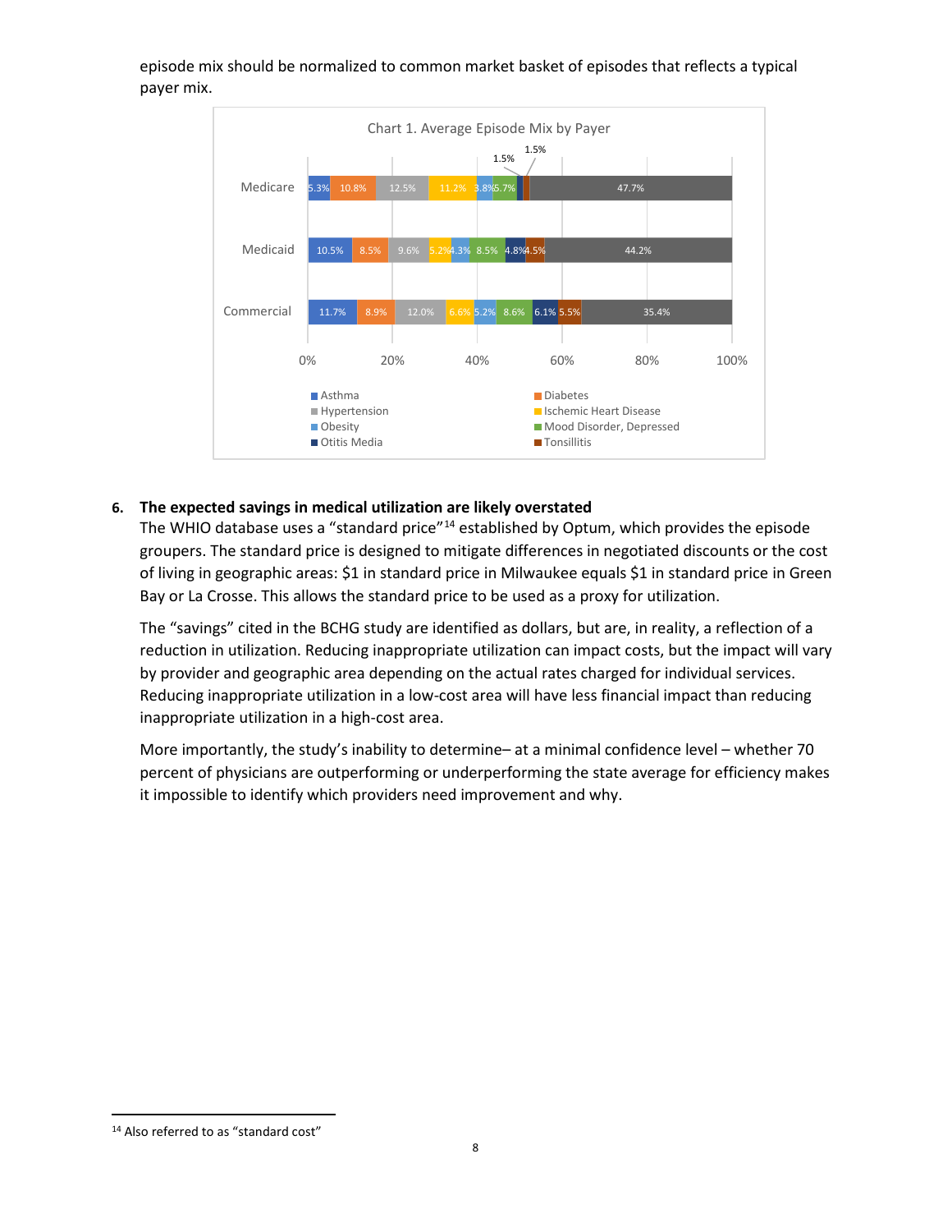episode mix should be normalized to common market basket of episodes that reflects a typical payer mix.

**Chart 1. Average Episode Mix by Payer**

| Payer | Asthma | Diabetes | Hypertension | Ischemic Heart Disease | Obesity | Mood Disorder, Depressed | Otitis Media | Tonsillitis | |
|---|---|---|---|---|---|---|---|---|---|
| Medicare | 5.3% | 10.8% | 12.5% | 11.2% | 3.8% | 5.7% | 1.5% | 1.5% | 47.7% |
| Medicaid | 10.5% | 8.5% | 9.6% | 5.2% | 4.3% | 8.5% | 4.8% | 4.5% | 44.2% |
| Commercial | 11.7% | 8.9% | 12.0% | 6.6% | 5.2% | 8.6% | 6.1% | 5.5% | 35.4% |

6. **The expected savings in medical utilization are likely overstated**

   The WHIO database uses a "standard price"[14] established by Optum, which provides the episode groupers. The standard price is designed to mitigate differences in negotiated discounts or the cost of living in geographic areas: $1 in standard price in Milwaukee equals $1 in standard price in Green Bay or La Crosse. This allows the standard price to be used as a proxy for utilization.

   The "savings" cited in the BCHG study are identified as dollars, but are, in reality, a reflection of a reduction in utilization. Reducing inappropriate utilization can impact costs, but the impact will vary by provider and geographic area depending on the actual rates charged for individual services. Reducing inappropriate utilization in a low-cost area will have less financial impact than reducing inappropriate utilization in a high-cost area.

   More importantly, the study's inability to determine– at a minimal confidence level – whether 70 percent of physicians are outperforming or underperforming the state average for efficiency makes it impossible to identify which providers need improvement and why.

[14] Also referred to as "standard cost"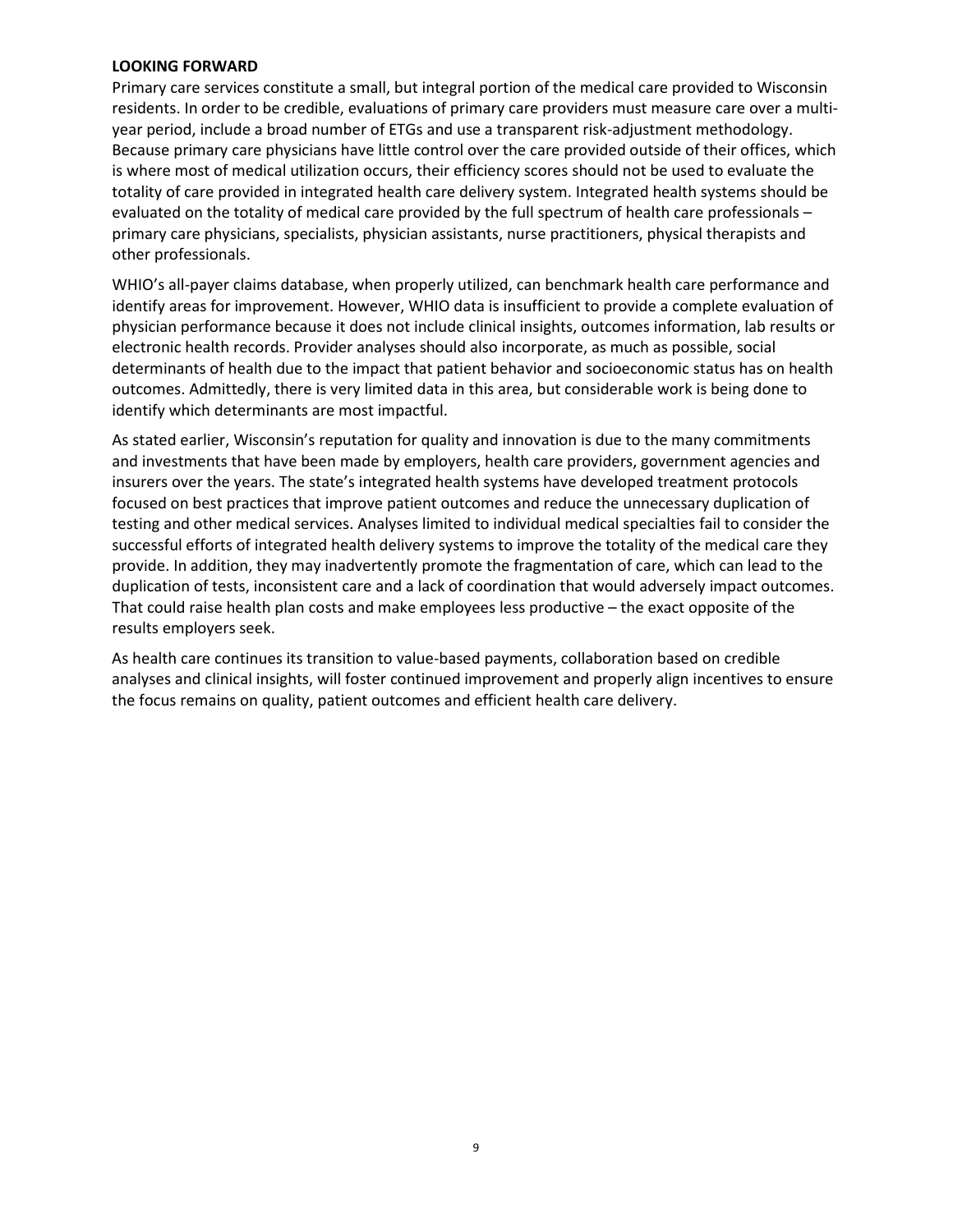**LOOKING FORWARD**

Primary care services constitute a small, but integral portion of the medical care provided to Wisconsin residents. In order to be credible, evaluations of primary care providers must measure care over a multi-year period, include a broad number of ETGs and use a transparent risk-adjustment methodology. Because primary care physicians have little control over the care provided outside of their offices, which is where most of medical utilization occurs, their efficiency scores should not be used to evaluate the totality of care provided in integrated health care delivery system. Integrated health systems should be evaluated on the totality of medical care provided by the full spectrum of health care professionals – primary care physicians, specialists, physician assistants, nurse practitioners, physical therapists and other professionals.

WHIO's all-payer claims database, when properly utilized, can benchmark health care performance and identify areas for improvement. However, WHIO data is insufficient to provide a complete evaluation of physician performance because it does not include clinical insights, outcomes information, lab results or electronic health records. Provider analyses should also incorporate, as much as possible, social determinants of health due to the impact that patient behavior and socioeconomic status has on health outcomes. Admittedly, there is very limited data in this area, but considerable work is being done to identify which determinants are most impactful.

As stated earlier, Wisconsin's reputation for quality and innovation is due to the many commitments and investments that have been made by employers, health care providers, government agencies and insurers over the years. The state's integrated health systems have developed treatment protocols focused on best practices that improve patient outcomes and reduce the unnecessary duplication of testing and other medical services. Analyses limited to individual medical specialties fail to consider the successful efforts of integrated health delivery systems to improve the totality of the medical care they provide. In addition, they may inadvertently promote the fragmentation of care, which can lead to the duplication of tests, inconsistent care and a lack of coordination that would adversely impact outcomes. That could raise health plan costs and make employees less productive – the exact opposite of the results employers seek.

As health care continues its transition to value-based payments, collaboration based on credible analyses and clinical insights, will foster continued improvement and properly align incentives to ensure the focus remains on quality, patient outcomes and efficient health care delivery.